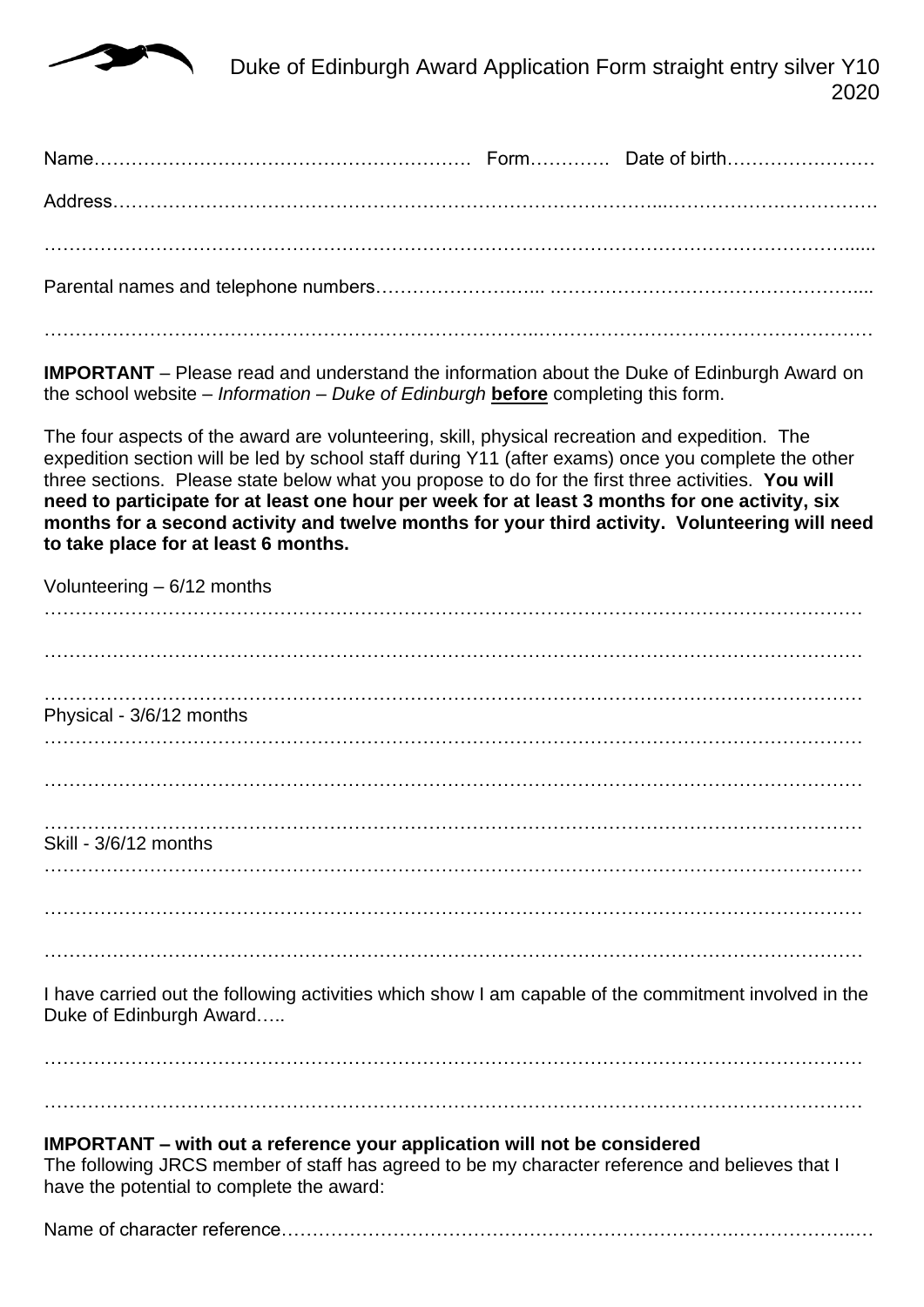# Duke of Edinburgh Award Application Form straight entry silver Y10 2020

Name…………………………………………………… Form…………. Date of birth……………………

Address……………………………………………………………………………...……………………………

…………………………………………………………………………………………………………………......

Parental names and telephone numbers……………………..... …………………………………………....

……………………………………………………………..………………………………………………

**IMPORTANT** – Please read and understand the information about the Duke of Edinburgh Award on the school website – *Information – Duke of Edinburgh* **before** completing this form.

The four aspects of the award are volunteering, skill, physical recreation and expedition. The expedition section will be led by school staff during Y11 (after exams) once you complete the other three sections. Please state below what you propose to do for the first three activities. **You will need to participate for at least one hour per week for at least 3 months for one activity, six months for a second activity and twelve months for your third activity. Volunteering will need to take place for at least 6 months.**

Volunteering – 6/12 months

……………………………………………………………………………………………………………

……………………………………………………………………………………………………………

……………………………………………………………………………………………………………

Physical - 3/6/12 months

……………………………………………………………………………………………………………

……………………………………………………………………………………………………………

……………………………………………………………………………………………………………

Skill - 3/6/12 months

……………………………………………………………………………………………………………

……………………………………………………………………………………………………………

……………………………………………………………………………………………………………

I have carried out the following activities which show I am capable of the commitment involved in the Duke of Edinburgh Award…..

……………………………………………………………………………………………………………

……………………………………………………………………………………………………………

**IMPORTANT – with out a reference your application will not be considered**

The following JRCS member of staff has agreed to be my character reference and believes that I have the potential to complete the award:

Name of character reference……………………………………………………………………………...…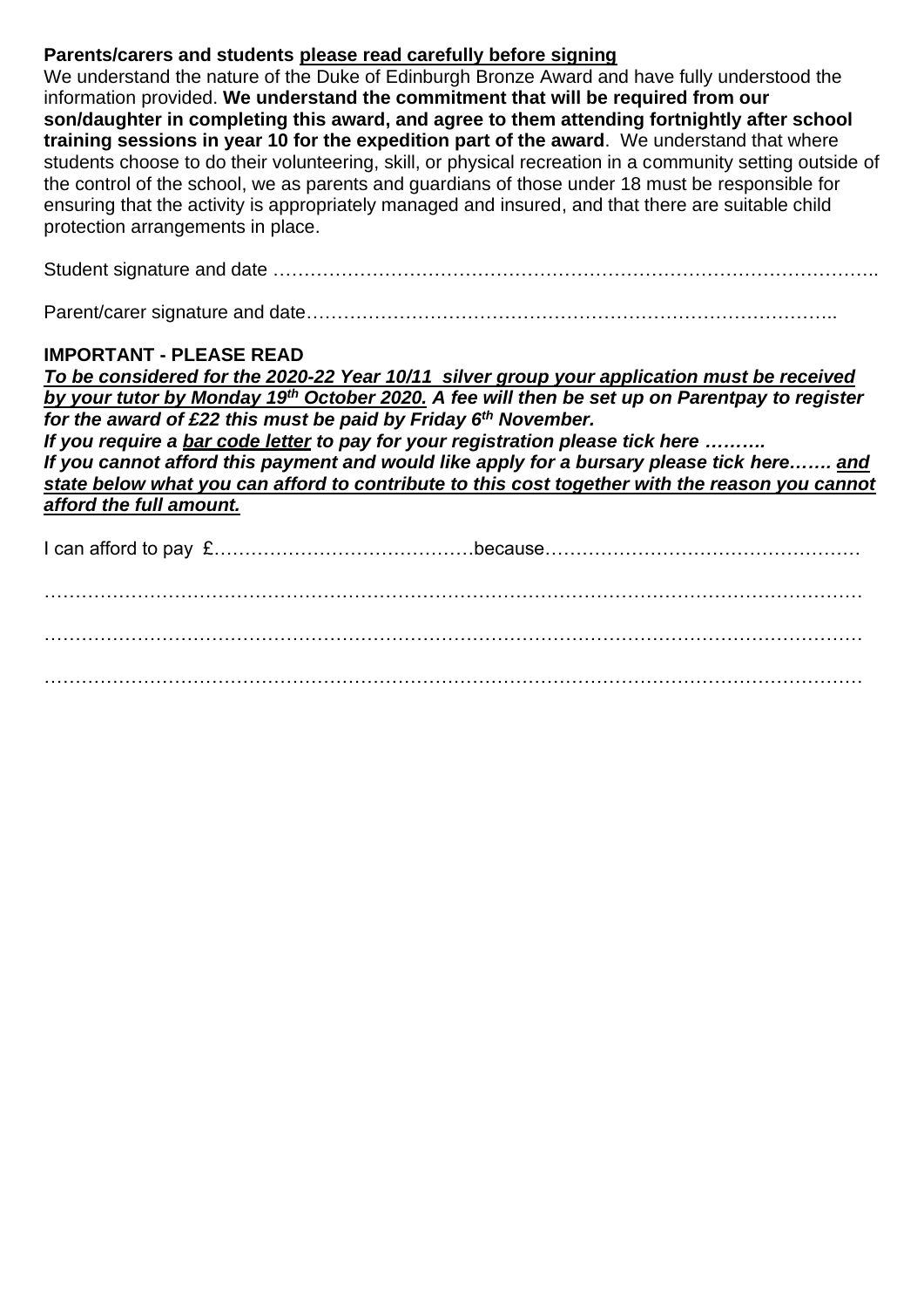**Parents/carers and students <u>please read carefully before signing</u>**

We understand the nature of the Duke of Edinburgh Bronze Award and have fully understood the information provided. **We understand the commitment that will be required from our son/daughter in completing this award, and agree to them attending fortnightly after school training sessions in year 10 for the expedition part of the award**. We understand that where students choose to do their volunteering, skill, or physical recreation in a community setting outside of the control of the school, we as parents and guardians of those under 18 must be responsible for ensuring that the activity is appropriately managed and insured, and that there are suitable child protection arrangements in place.

Student signature and date …………………………………………………………………………………..

Parent/carer signature and date…………………………………………………………………………..

**IMPORTANT - PLEASE READ**

***<u>To be considered for the 2020-22 Year 10/11 silver group your application must be received by your tutor by Monday 19th October 2020.</u> A fee will then be set up on Parentpay to register for the award of £22 this must be paid by Friday 6th November.***

***If you require a <u>bar code letter</u> to pay for your registration please tick here ……….***

***If you cannot afford this payment and would like apply for a bursary please tick here……. <u>and state below what you can afford to contribute to this cost together with the reason you cannot afford the full amount.</u>***

I can afford to pay £……………………………………because……………………………………………

……………………………………………………………………………………………………………………

……………………………………………………………………………………………………………………

……………………………………………………………………………………………………………………